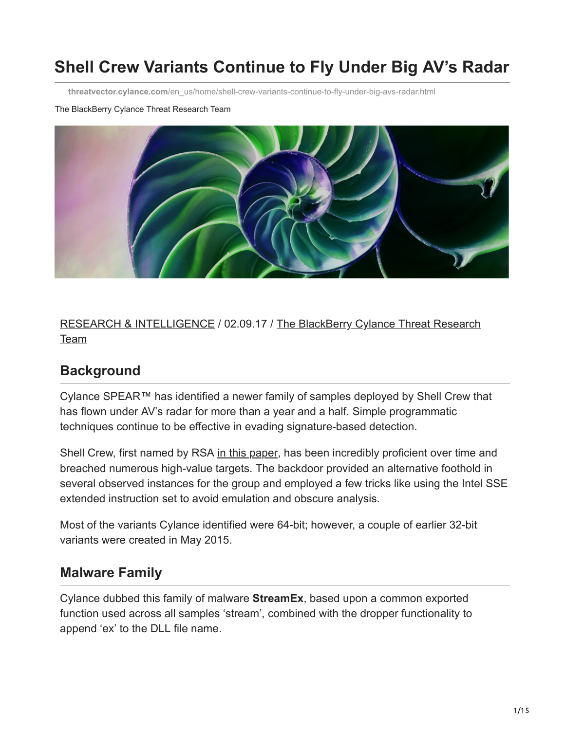# Shell Crew Variants Continue to Fly Under Big AV's Radar

threatvector.cylance.com/en_us/home/shell-crew-variants-continue-to-fly-under-big-avs-radar.html

The BlackBerry Cylance Threat Research Team

RESEARCH & INTELLIGENCE / 02.09.17 / The BlackBerry Cylance Threat Research Team

## Background

Cylance SPEAR™ has identified a newer family of samples deployed by Shell Crew that has flown under AV's radar for more than a year and a half. Simple programmatic techniques continue to be effective in evading signature-based detection.

Shell Crew, first named by RSA in this paper, has been incredibly proficient over time and breached numerous high-value targets. The backdoor provided an alternative foothold in several observed instances for the group and employed a few tricks like using the Intel SSE extended instruction set to avoid emulation and obscure analysis.

Most of the variants Cylance identified were 64-bit; however, a couple of earlier 32-bit variants were created in May 2015.

## Malware Family

Cylance dubbed this family of malware **StreamEx**, based upon a common exported function used across all samples 'stream', combined with the dropper functionality to append 'ex' to the DLL file name.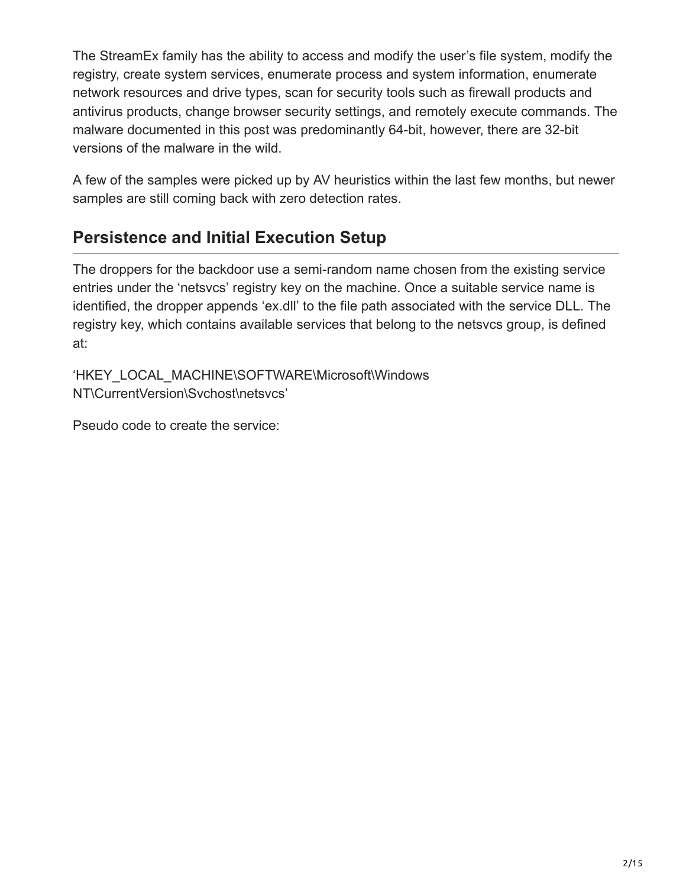The StreamEx family has the ability to access and modify the user's file system, modify the registry, create system services, enumerate process and system information, enumerate network resources and drive types, scan for security tools such as firewall products and antivirus products, change browser security settings, and remotely execute commands. The malware documented in this post was predominantly 64-bit, however, there are 32-bit versions of the malware in the wild.

A few of the samples were picked up by AV heuristics within the last few months, but newer samples are still coming back with zero detection rates.

## Persistence and Initial Execution Setup

The droppers for the backdoor use a semi-random name chosen from the existing service entries under the 'netsvcs' registry key on the machine. Once a suitable service name is identified, the dropper appends 'ex.dll' to the file path associated with the service DLL. The registry key, which contains available services that belong to the netsvcs group, is defined at:

'HKEY_LOCAL_MACHINE\SOFTWARE\Microsoft\Windows NT\CurrentVersion\Svchost\netsvcs'

Pseudo code to create the service: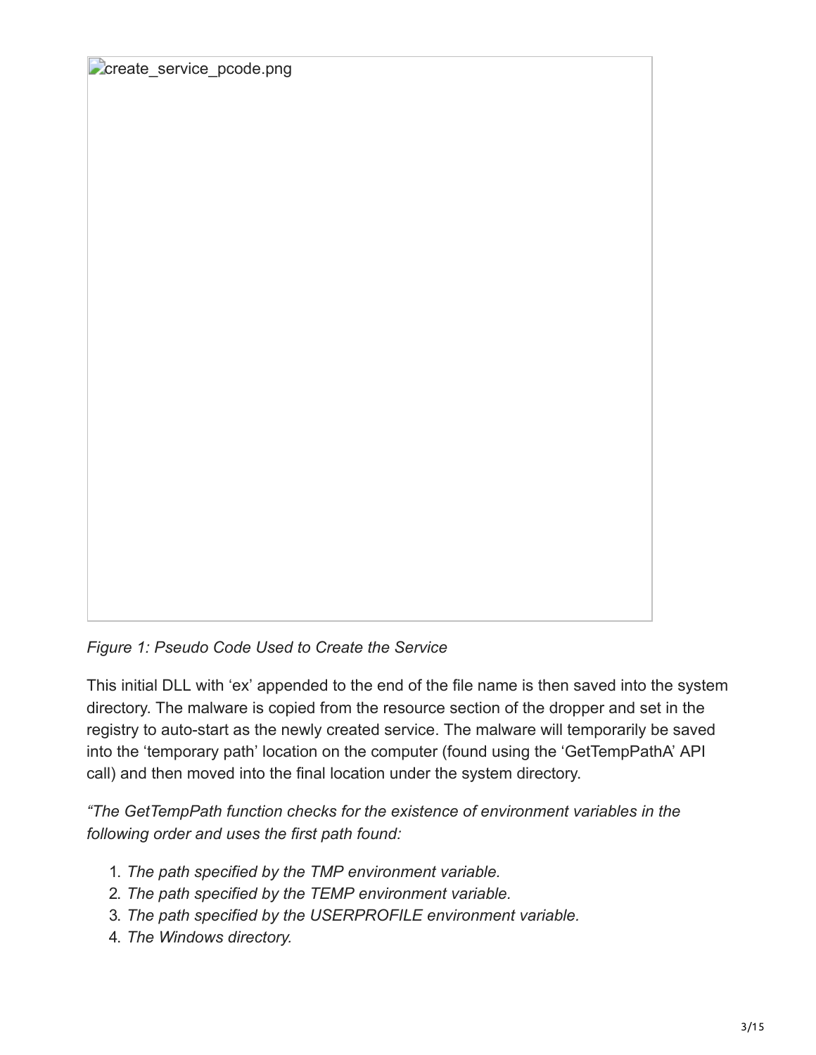*Figure 1: Pseudo Code Used to Create the Service*

This initial DLL with 'ex' appended to the end of the file name is then saved into the system directory. The malware is copied from the resource section of the dropper and set in the registry to auto-start as the newly created service. The malware will temporarily be saved into the 'temporary path' location on the computer (found using the 'GetTempPathA' API call) and then moved into the final location under the system directory.

*"The GetTempPath function checks for the existence of environment variables in the following order and uses the first path found:*

1. *The path specified by the TMP environment variable.*
2. *The path specified by the TEMP environment variable.*
3. *The path specified by the USERPROFILE environment variable.*
4. *The Windows directory.*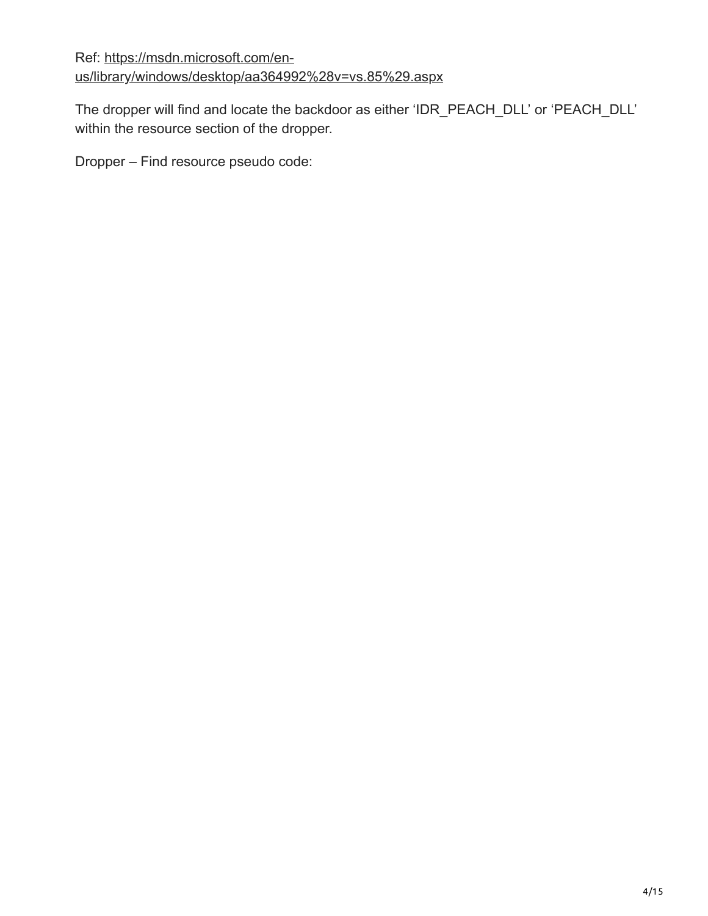Ref: [https://msdn.microsoft.com/en-us/library/windows/desktop/aa364992%28v=vs.85%29.aspx](https://msdn.microsoft.com/en-us/library/windows/desktop/aa364992%28v=vs.85%29.aspx)

The dropper will find and locate the backdoor as either 'IDR_PEACH_DLL' or 'PEACH_DLL' within the resource section of the dropper.

Dropper – Find resource pseudo code: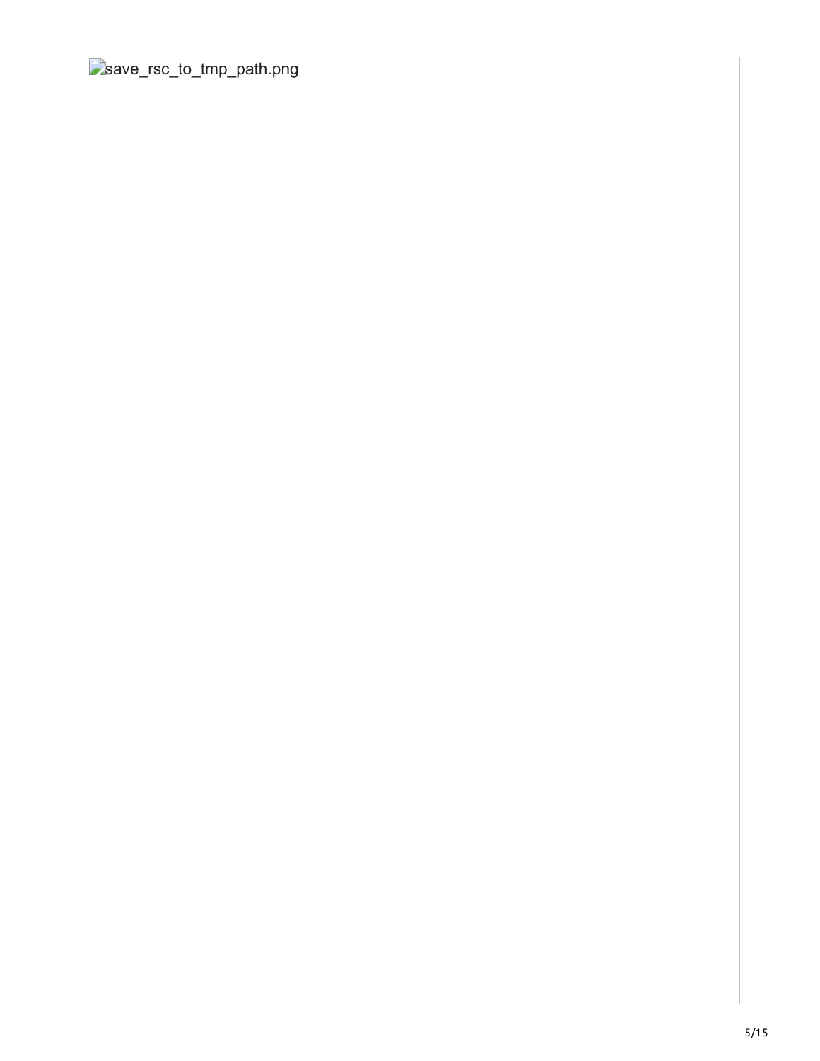save_rsc_to_tmp_path.png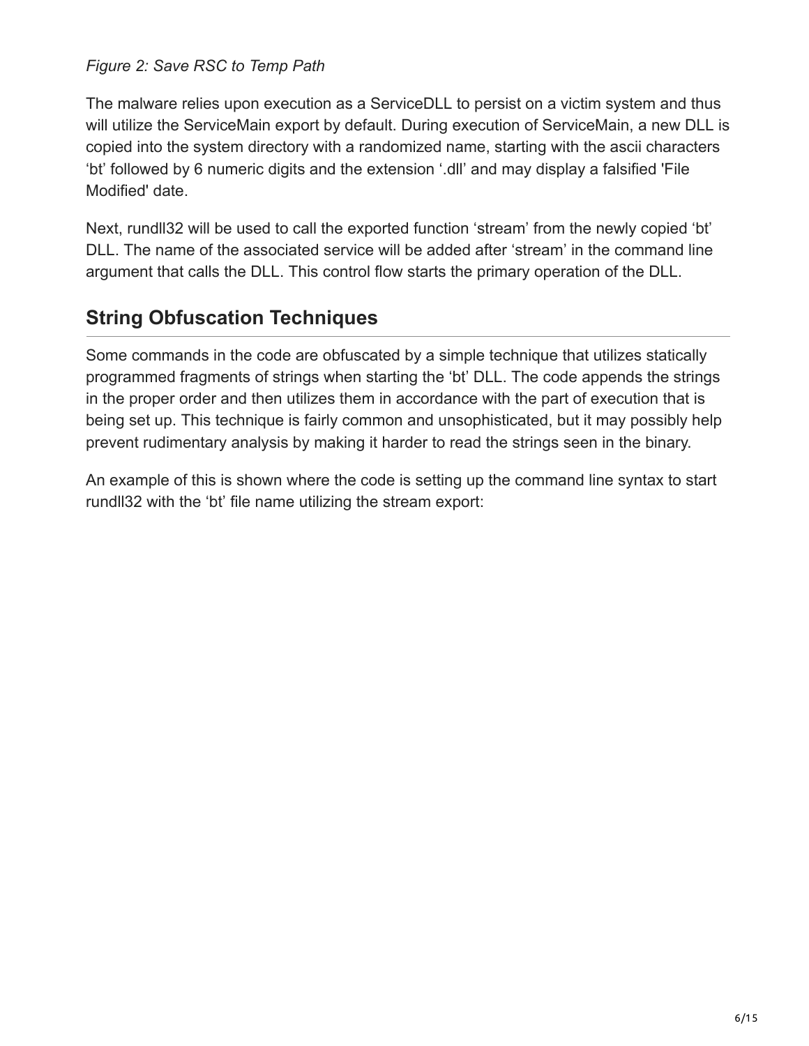*Figure 2: Save RSC to Temp Path*

The malware relies upon execution as a ServiceDLL to persist on a victim system and thus will utilize the ServiceMain export by default. During execution of ServiceMain, a new DLL is copied into the system directory with a randomized name, starting with the ascii characters 'bt' followed by 6 numeric digits and the extension '.dll' and may display a falsified 'File Modified' date.

Next, rundll32 will be used to call the exported function 'stream' from the newly copied 'bt' DLL. The name of the associated service will be added after 'stream' in the command line argument that calls the DLL. This control flow starts the primary operation of the DLL.

## String Obfuscation Techniques

Some commands in the code are obfuscated by a simple technique that utilizes statically programmed fragments of strings when starting the 'bt' DLL. The code appends the strings in the proper order and then utilizes them in accordance with the part of execution that is being set up. This technique is fairly common and unsophisticated, but it may possibly help prevent rudimentary analysis by making it harder to read the strings seen in the binary.

An example of this is shown where the code is setting up the command line syntax to start rundll32 with the 'bt' file name utilizing the stream export: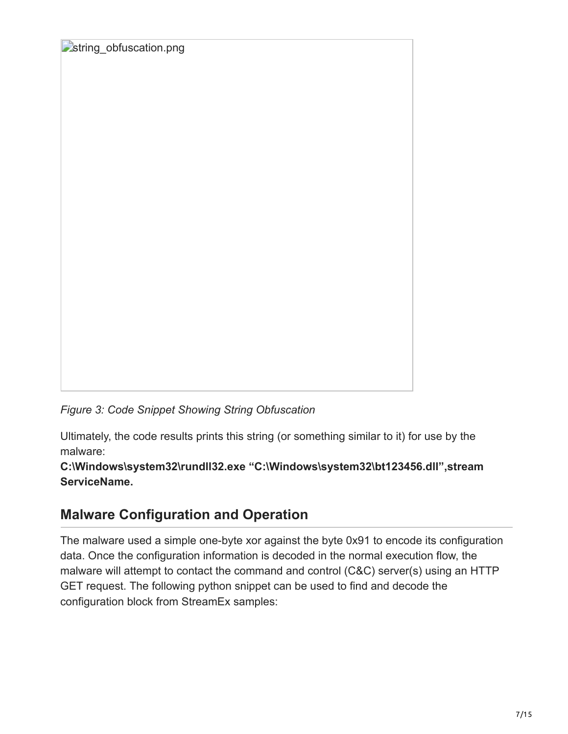string_obfuscation.png

*Figure 3: Code Snippet Showing String Obfuscation*

Ultimately, the code results prints this string (or something similar to it) for use by the malware:
**C:\Windows\system32\rundll32.exe “C:\Windows\system32\bt123456.dll”,stream ServiceName.**

## Malware Configuration and Operation

The malware used a simple one-byte xor against the byte 0x91 to encode its configuration data. Once the configuration information is decoded in the normal execution flow, the malware will attempt to contact the command and control (C&C) server(s) using an HTTP GET request. The following python snippet can be used to find and decode the configuration block from StreamEx samples: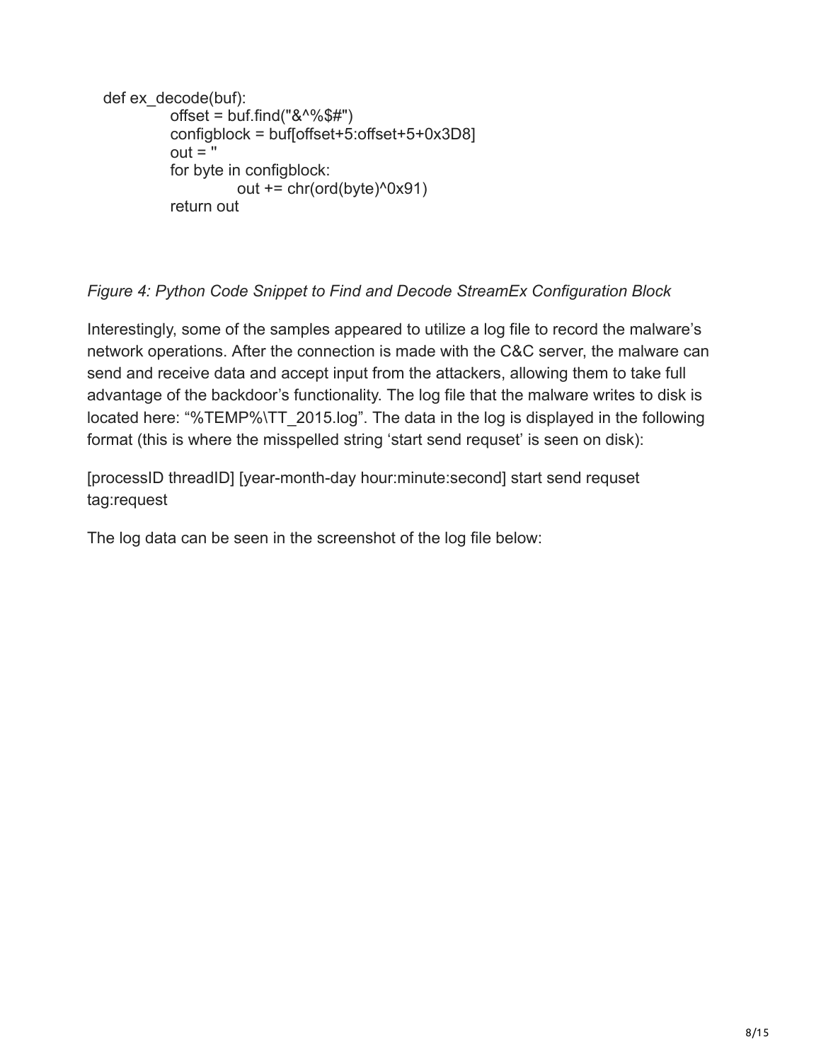```
def ex_decode(buf):
        offset = buf.find("&^%$#")
        configblock = buf[offset+5:offset+5+0x3D8]
        out = ''
        for byte in configblock:
                out += chr(ord(byte)^0x91)
        return out
```

*Figure 4: Python Code Snippet to Find and Decode StreamEx Configuration Block*

Interestingly, some of the samples appeared to utilize a log file to record the malware's network operations. After the connection is made with the C&C server, the malware can send and receive data and accept input from the attackers, allowing them to take full advantage of the backdoor's functionality. The log file that the malware writes to disk is located here: "%TEMP%\TT_2015.log". The data in the log is displayed in the following format (this is where the misspelled string 'start send requset' is seen on disk):

[processID threadID] [year-month-day hour:minute:second] start send requset tag:request

The log data can be seen in the screenshot of the log file below: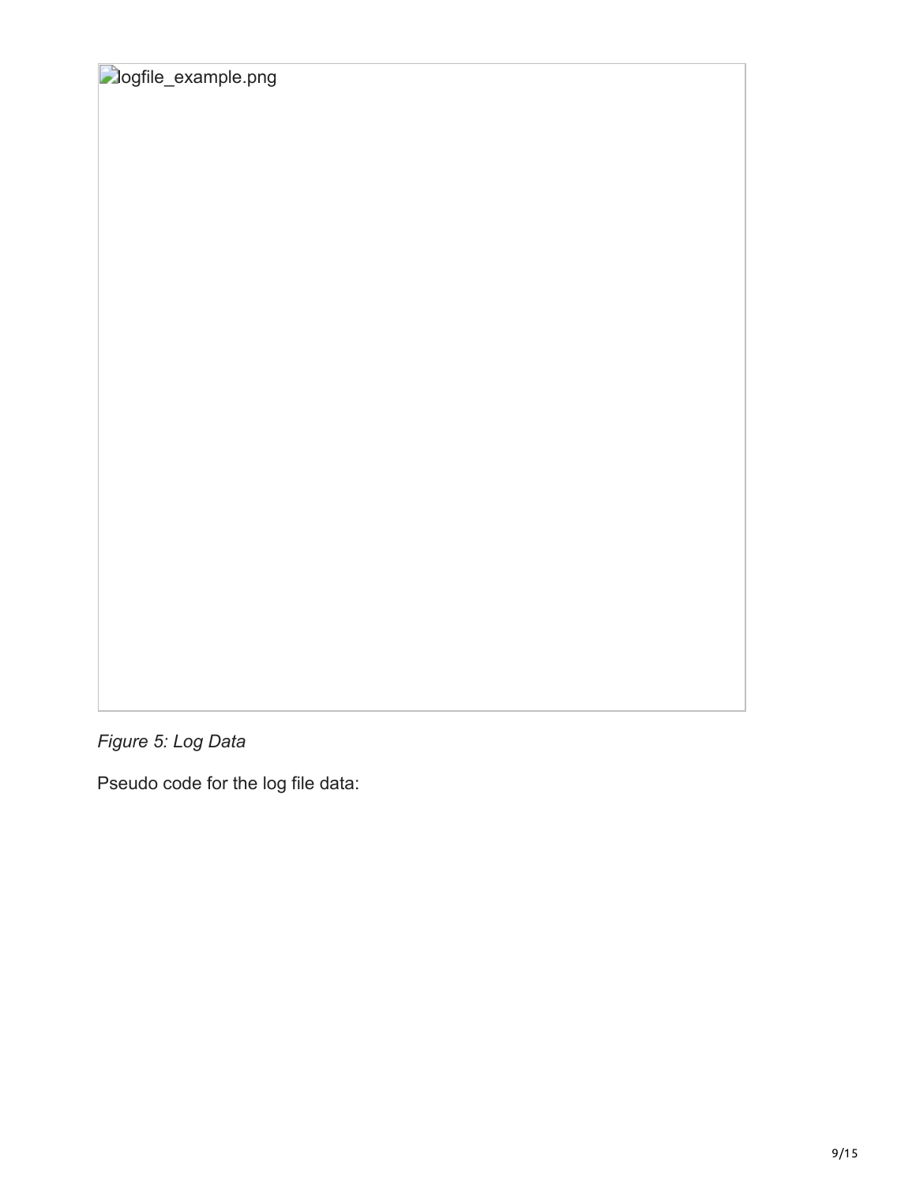logfile_example.png

*Figure 5: Log Data*

Pseudo code for the log file data: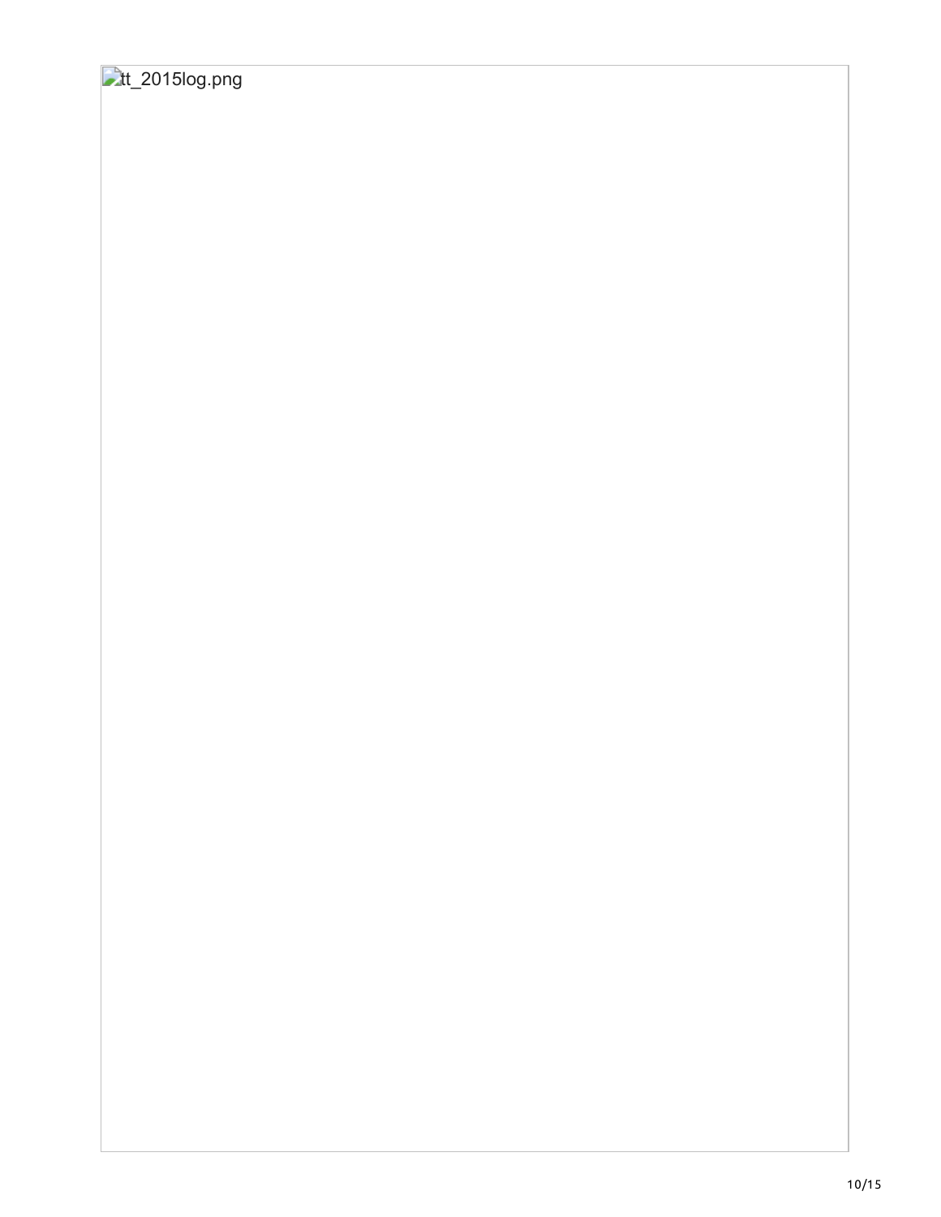tt_2015log.png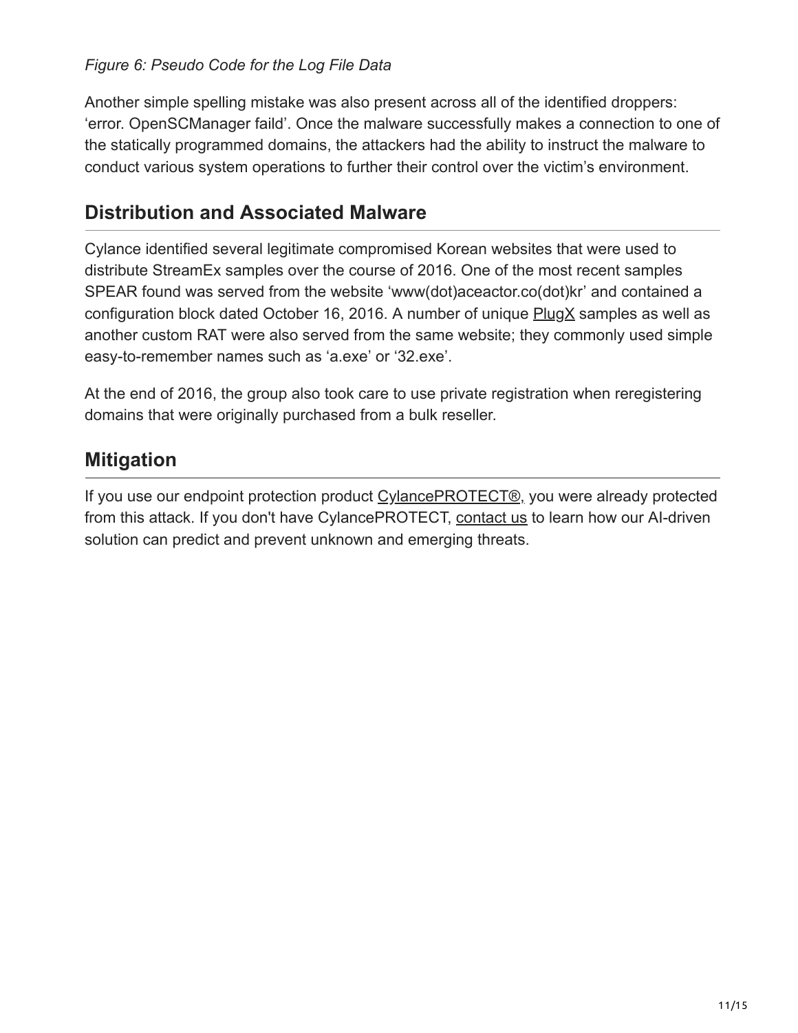*Figure 6: Pseudo Code for the Log File Data*

Another simple spelling mistake was also present across all of the identified droppers: 'error. OpenSCManager faild'. Once the malware successfully makes a connection to one of the statically programmed domains, the attackers had the ability to instruct the malware to conduct various system operations to further their control over the victim's environment.

## Distribution and Associated Malware

Cylance identified several legitimate compromised Korean websites that were used to distribute StreamEx samples over the course of 2016. One of the most recent samples SPEAR found was served from the website 'www(dot)aceactor.co(dot)kr' and contained a configuration block dated October 16, 2016. A number of unique PlugX samples as well as another custom RAT were also served from the same website; they commonly used simple easy-to-remember names such as 'a.exe' or '32.exe'.

At the end of 2016, the group also took care to use private registration when reregistering domains that were originally purchased from a bulk reseller.

## Mitigation

If you use our endpoint protection product CylancePROTECT®, you were already protected from this attack. If you don't have CylancePROTECT, contact us to learn how our AI-driven solution can predict and prevent unknown and emerging threats.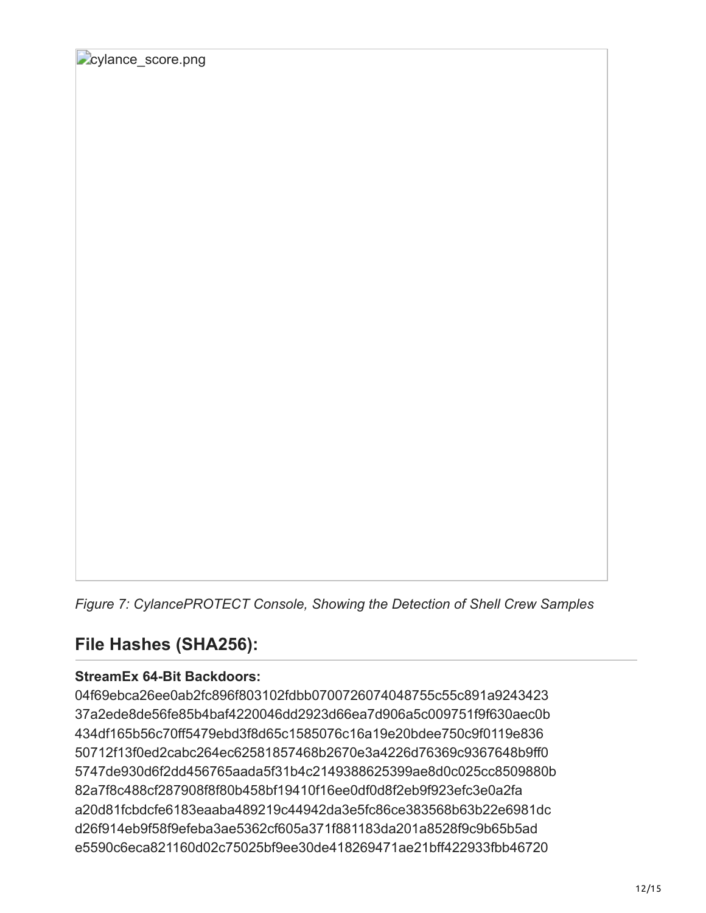cylance_score.png

*Figure 7: CylancePROTECT Console, Showing the Detection of Shell Crew Samples*

## File Hashes (SHA256):

**StreamEx 64-Bit Backdoors:**

04f69ebca26ee0ab2fc896f803102fdbb0700726074048755c55c891a9243423
37a2ede8de56fe85b4baf4220046dd2923d66ea7d906a5c009751f9f630aec0b
434df165b56c70ff5479ebd3f8d65c1585076c16a19e20bdee750c9f0119e836
50712f13f0ed2cabc264ec62581857468b2670e3a4226d76369c9367648b9ff0
5747de930d6f2dd456765aada5f31b4c2149388625399ae8d0c025cc8509880b
82a7f8c488cf287908f8f80b458bf19410f16ee0df0d8f2eb9f923efc3e0a2fa
a20d81fcbdcfe6183eaaba489219c44942da3e5fc86ce383568b63b22e6981dc
d26f914eb9f58f9efeba3ae5362cf605a371f881183da201a8528f9c9b65b5ad
e5590c6eca821160d02c75025bf9ee30de418269471ae21bff422933fbb46720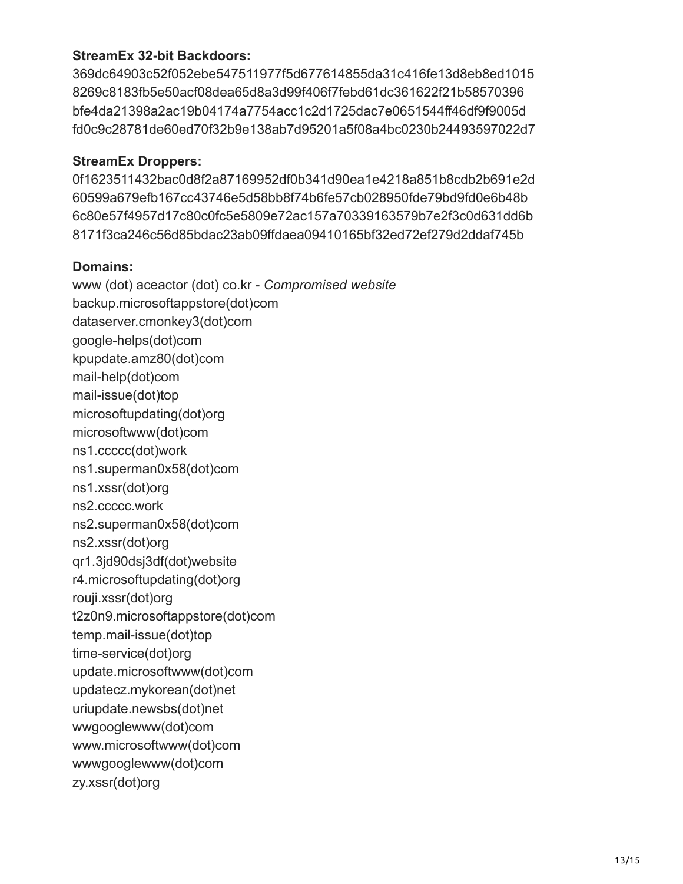**StreamEx 32-bit Backdoors:**

369dc64903c52f052ebe547511977f5d677614855da31c416fe13d8eb8ed1015
8269c8183fb5e50acf08dea65d8a3d99f406f7febd61dc361622f21b58570396
bfe4da21398a2ac19b04174a7754acc1c2d1725dac7e0651544ff46df9f9005d
fd0c9c28781de60ed70f32b9e138ab7d95201a5f08a4bc0230b24493597022d7

**StreamEx Droppers:**

0f1623511432bac0d8f2a87169952df0b341d90ea1e4218a851b8cdb2b691e2d
60599a679efb167cc43746e5d58bb8f74b6fe57cb028950fde79bd9fd0e6b48b
6c80e57f4957d17c80c0fc5e5809e72ac157a70339163579b7e2f3c0d631dd6b
8171f3ca246c56d85bdac23ab09ffdaea09410165bf32ed72ef279d2ddaf745b

**Domains:**

www (dot) aceactor (dot) co.kr - *Compromised website*
backup.microsoftappstore(dot)com
dataserver.cmonkey3(dot)com
google-helps(dot)com
kpupdate.amz80(dot)com
mail-help(dot)com
mail-issue(dot)top
microsoftupdating(dot)org
microsoftwww(dot)com
ns1.ccccc(dot)work
ns1.superman0x58(dot)com
ns1.xssr(dot)org
ns2.ccccc.work
ns2.superman0x58(dot)com
ns2.xssr(dot)org
qr1.3jd90dsj3df(dot)website
r4.microsoftupdating(dot)org
rouji.xssr(dot)org
t2z0n9.microsoftappstore(dot)com
temp.mail-issue(dot)top
time-service(dot)org
update.microsoftwww(dot)com
updatecz.mykorean(dot)net
uriupdate.newsbs(dot)net
wwgooglewww(dot)com
www.microsoftwww(dot)com
wwwgooglewww(dot)com
zy.xssr(dot)org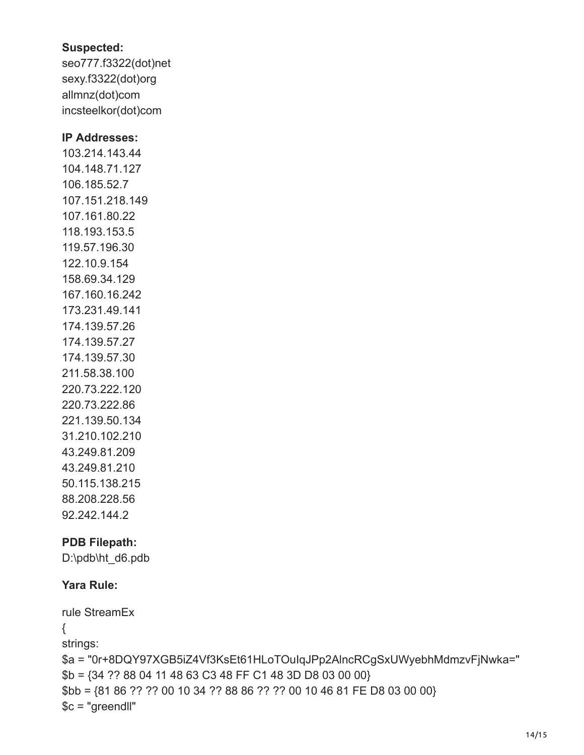**Suspected:**

seo777.f3322(dot)net
sexy.f3322(dot)org
allmnz(dot)com
incsteelkor(dot)com

**IP Addresses:**

103.214.143.44
104.148.71.127
106.185.52.7
107.151.218.149
107.161.80.22
118.193.153.5
119.57.196.30
122.10.9.154
158.69.34.129
167.160.16.242
173.231.49.141
174.139.57.26
174.139.57.27
174.139.57.30
211.58.38.100
220.73.222.120
220.73.222.86
221.139.50.134
31.210.102.210
43.249.81.209
43.249.81.210
50.115.138.215
88.208.228.56
92.242.144.2

**PDB Filepath:**

D:\pdb\ht_d6.pdb

**Yara Rule:**

```
rule StreamEx
{
strings:
$a = "0r+8DQY97XGB5iZ4Vf3KsEt61HLoTOuIqJPp2AlncRCgSxUWyebhMdmzvFjNwka="
$b = {34 ?? 88 04 11 48 63 C3 48 FF C1 48 3D D8 03 00 00}
$bb = {81 86 ?? ?? 00 10 34 ?? 88 86 ?? ?? 00 10 46 81 FE D8 03 00 00}
$c = "greendll"
```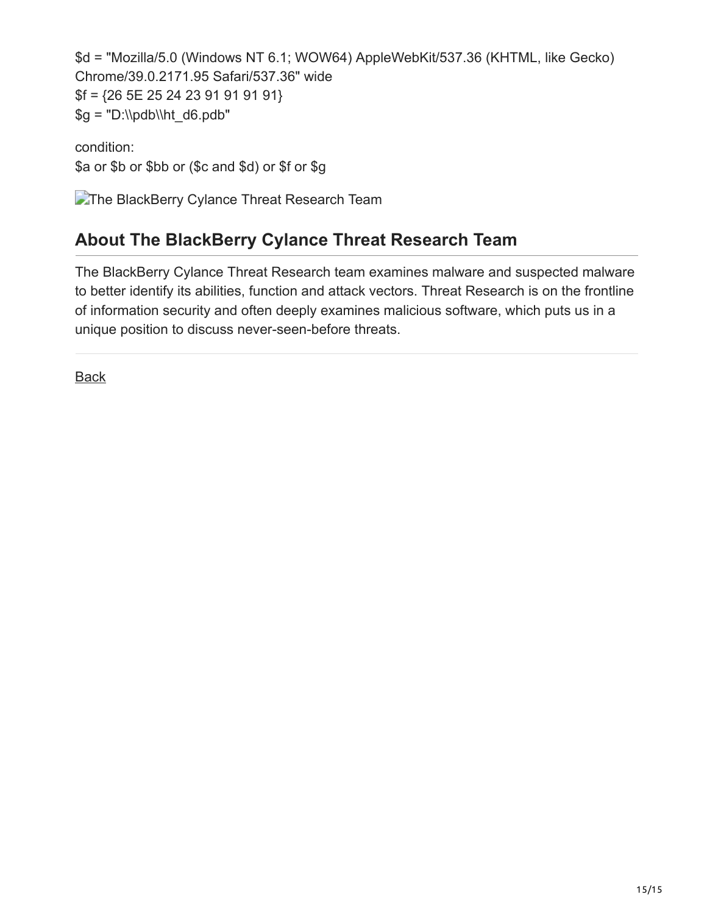```
$d = "Mozilla/5.0 (Windows NT 6.1; WOW64) AppleWebKit/537.36 (KHTML, like Gecko) Chrome/39.0.2171.95 Safari/537.36" wide
$f = {26 5E 25 24 23 91 91 91 91}
$g = "D:\\pdb\\ht_d6.pdb"

condition:
$a or $b or $bb or ($c and $d) or $f or $g
```

The BlackBerry Cylance Threat Research Team

## About The BlackBerry Cylance Threat Research Team

The BlackBerry Cylance Threat Research team examines malware and suspected malware to better identify its abilities, function and attack vectors. Threat Research is on the frontline of information security and often deeply examines malicious software, which puts us in a unique position to discuss never-seen-before threats.

Back